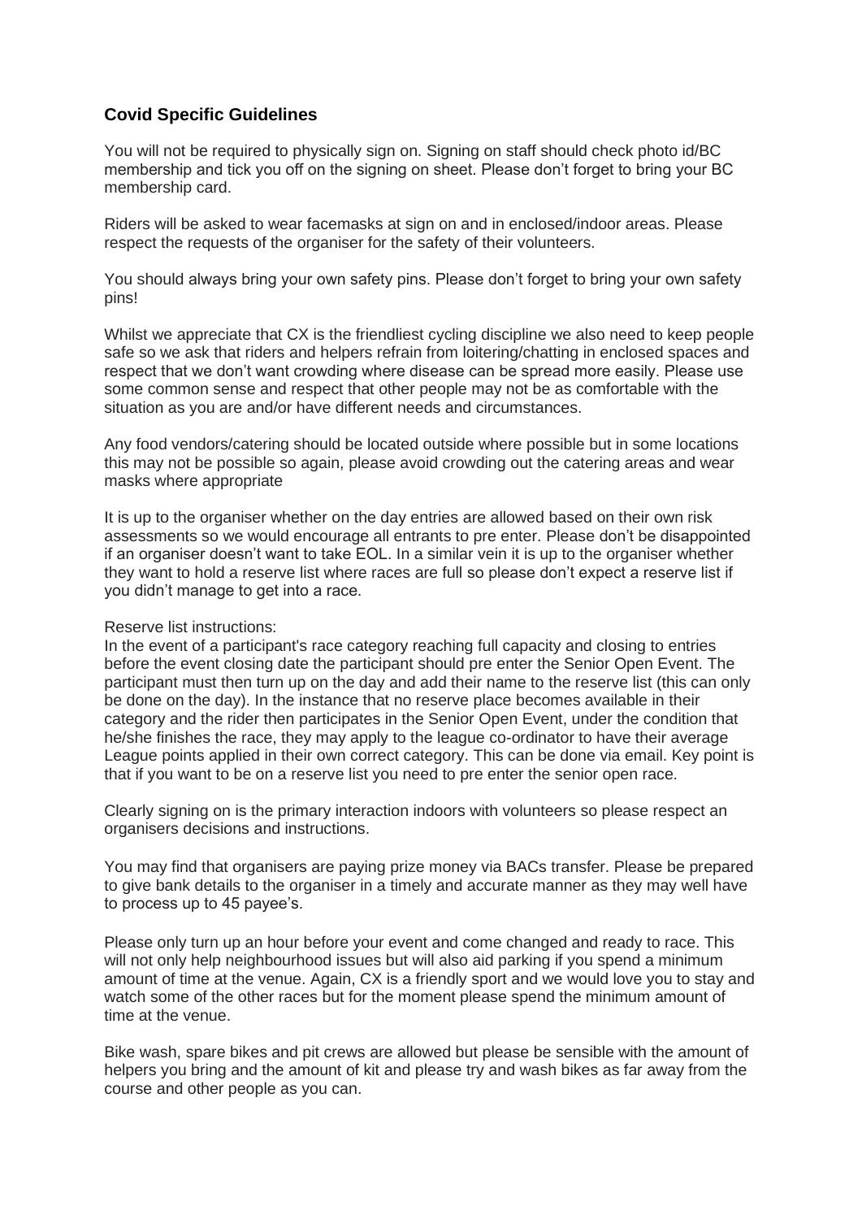### Covid Specific Guidelines

You will not be required to physically sign on. Signing on staff should check photo id/BC membership and tick you off on the signing on sheet. Please don't forget to bring your BC membership card.

Riders will be asked to wear facemasks at sign on and in enclosed/indoor areas. Please respect the requests of the organiser for the safety of their volunteers.

You should always bring your own safety pins. Please don't forget to bring your own safety pins!

Whilst we appreciate that CX is the friendliest cycling discipline we also need to keep people safe so we ask that riders and helpers refrain from loitering/chatting in enclosed spaces and respect that we don't want crowding where disease can be spread more easily. Please use some common sense and respect that other people may not be as comfortable with the situation as you are and/or have different needs and circumstances.

Any food vendors/catering should be located outside where possible but in some locations this may not be possible so again, please avoid crowding out the catering areas and wear masks where appropriate

It is up to the organiser whether on the day entries are allowed based on their own risk assessments so we would encourage all entrants to pre enter. Please don't be disappointed if an organiser doesn't want to take EOL. In a similar vein it is up to the organiser whether they want to hold a reserve list where races are full so please don't expect a reserve list if you didn't manage to get into a race.

Reserve list instructions:
In the event of a participant's race category reaching full capacity and closing to entries before the event closing date the participant should pre enter the Senior Open Event. The participant must then turn up on the day and add their name to the reserve list (this can only be done on the day). In the instance that no reserve place becomes available in their category and the rider then participates in the Senior Open Event, under the condition that he/she finishes the race, they may apply to the league co-ordinator to have their average League points applied in their own correct category. This can be done via email. Key point is that if you want to be on a reserve list you need to pre enter the senior open race.

Clearly signing on is the primary interaction indoors with volunteers so please respect an organisers decisions and instructions.

You may find that organisers are paying prize money via BACs transfer. Please be prepared to give bank details to the organiser in a timely and accurate manner as they may well have to process up to 45 payee's.

Please only turn up an hour before your event and come changed and ready to race. This will not only help neighbourhood issues but will also aid parking if you spend a minimum amount of time at the venue. Again, CX is a friendly sport and we would love you to stay and watch some of the other races but for the moment please spend the minimum amount of time at the venue.

Bike wash, spare bikes and pit crews are allowed but please be sensible with the amount of helpers you bring and the amount of kit and please try and wash bikes as far away from the course and other people as you can.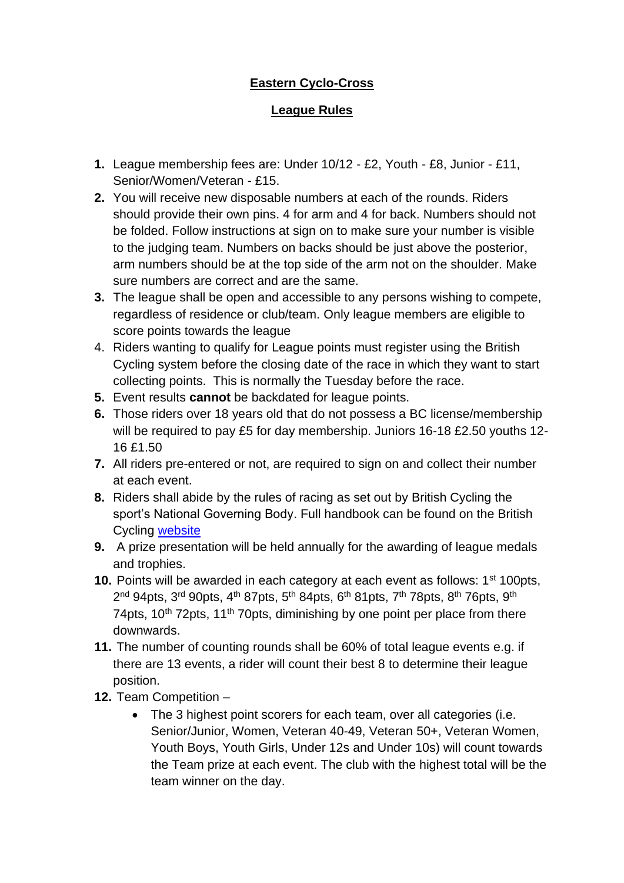# Eastern Cyclo-Cross

## League Rules

1. League membership fees are: Under 10/12 - £2, Youth - £8, Junior - £11, Senior/Women/Veteran - £15.
2. You will receive new disposable numbers at each of the rounds. Riders should provide their own pins. 4 for arm and 4 for back. Numbers should not be folded. Follow instructions at sign on to make sure your number is visible to the judging team. Numbers on backs should be just above the posterior, arm numbers should be at the top side of the arm not on the shoulder. Make sure numbers are correct and are the same.
3. The league shall be open and accessible to any persons wishing to compete, regardless of residence or club/team. Only league members are eligible to score points towards the league
4. Riders wanting to qualify for League points must register using the British Cycling system before the closing date of the race in which they want to start collecting points. This is normally the Tuesday before the race.
5. Event results **cannot** be backdated for league points.
6. Those riders over 18 years old that do not possess a BC license/membership will be required to pay £5 for day membership. Juniors 16-18 £2.50 youths 12-16 £1.50
7. All riders pre-entered or not, are required to sign on and collect their number at each event.
8. Riders shall abide by the rules of racing as set out by British Cycling the sport's National Governing Body. Full handbook can be found on the British Cycling [website]
9. A prize presentation will be held annually for the awarding of league medals and trophies.
10. Points will be awarded in each category at each event as follows: 1st 100pts, 2nd 94pts, 3rd 90pts, 4th 87pts, 5th 84pts, 6th 81pts, 7th 78pts, 8th 76pts, 9th 74pts, 10th 72pts, 11th 70pts, diminishing by one point per place from there downwards.
11. The number of counting rounds shall be 60% of total league events e.g. if there are 13 events, a rider will count their best 8 to determine their league position.
12. Team Competition –
    - The 3 highest point scorers for each team, over all categories (i.e. Senior/Junior, Women, Veteran 40-49, Veteran 50+, Veteran Women, Youth Boys, Youth Girls, Under 12s and Under 10s) will count towards the Team prize at each event. The club with the highest total will be the team winner on the day.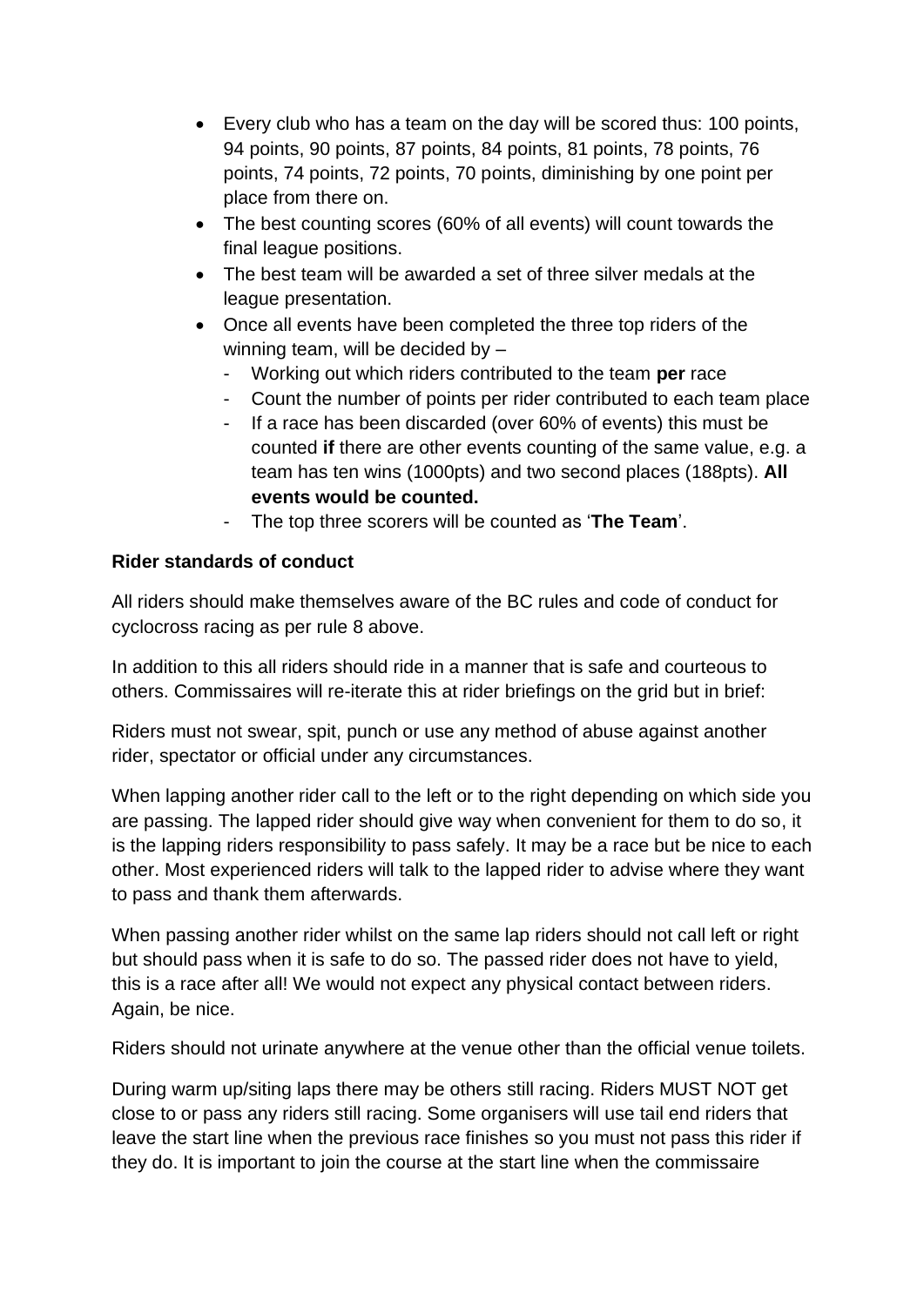- Every club who has a team on the day will be scored thus: 100 points, 94 points, 90 points, 87 points, 84 points, 81 points, 78 points, 76 points, 74 points, 72 points, 70 points, diminishing by one point per place from there on.
- The best counting scores (60% of all events) will count towards the final league positions.
- The best team will be awarded a set of three silver medals at the league presentation.
- Once all events have been completed the three top riders of the winning team, will be decided by –
  - Working out which riders contributed to the team **per** race
  - Count the number of points per rider contributed to each team place
  - If a race has been discarded (over 60% of events) this must be counted **if** there are other events counting of the same value, e.g. a team has ten wins (1000pts) and two second places (188pts). **All events would be counted.**
  - The top three scorers will be counted as '**The Team**'.

**Rider standards of conduct**

All riders should make themselves aware of the BC rules and code of conduct for cyclocross racing as per rule 8 above.

In addition to this all riders should ride in a manner that is safe and courteous to others. Commissaires will re-iterate this at rider briefings on the grid but in brief:

Riders must not swear, spit, punch or use any method of abuse against another rider, spectator or official under any circumstances.

When lapping another rider call to the left or to the right depending on which side you are passing. The lapped rider should give way when convenient for them to do so, it is the lapping riders responsibility to pass safely. It may be a race but be nice to each other. Most experienced riders will talk to the lapped rider to advise where they want to pass and thank them afterwards.

When passing another rider whilst on the same lap riders should not call left or right but should pass when it is safe to do so. The passed rider does not have to yield, this is a race after all! We would not expect any physical contact between riders. Again, be nice.

Riders should not urinate anywhere at the venue other than the official venue toilets.

During warm up/siting laps there may be others still racing. Riders MUST NOT get close to or pass any riders still racing. Some organisers will use tail end riders that leave the start line when the previous race finishes so you must not pass this rider if they do. It is important to join the course at the start line when the commissaire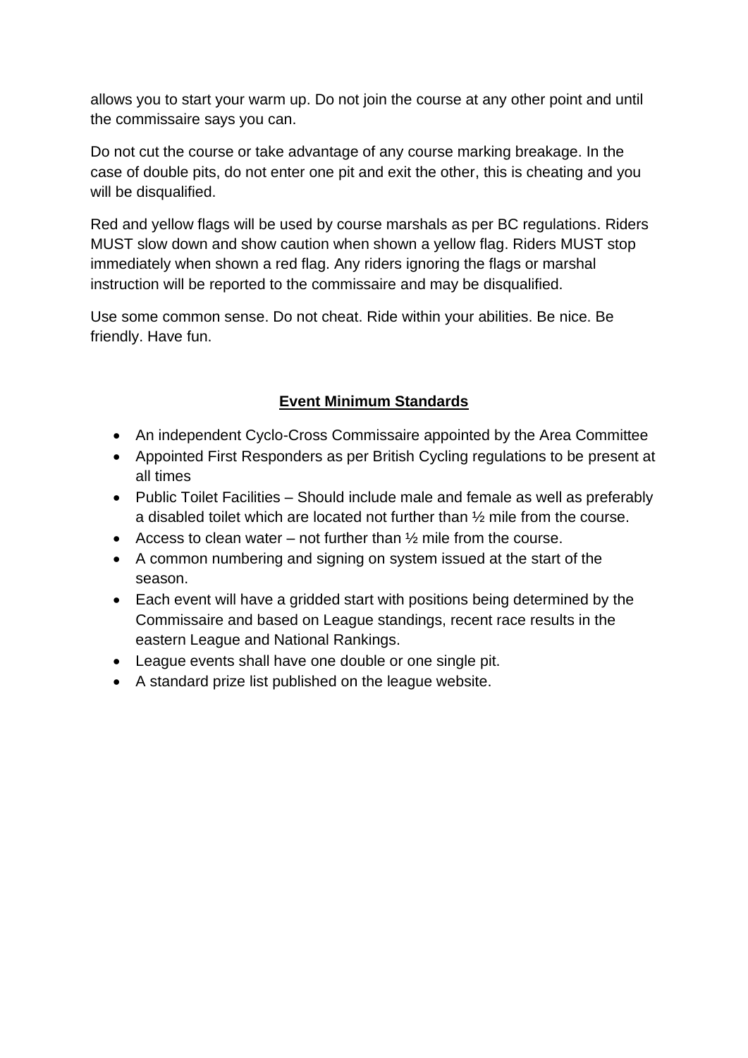allows you to start your warm up. Do not join the course at any other point and until the commissaire says you can.

Do not cut the course or take advantage of any course marking breakage. In the case of double pits, do not enter one pit and exit the other, this is cheating and you will be disqualified.

Red and yellow flags will be used by course marshals as per BC regulations. Riders MUST slow down and show caution when shown a yellow flag. Riders MUST stop immediately when shown a red flag. Any riders ignoring the flags or marshal instruction will be reported to the commissaire and may be disqualified.

Use some common sense. Do not cheat. Ride within your abilities. Be nice. Be friendly. Have fun.

## Event Minimum Standards

- An independent Cyclo-Cross Commissaire appointed by the Area Committee
- Appointed First Responders as per British Cycling regulations to be present at all times
- Public Toilet Facilities – Should include male and female as well as preferably a disabled toilet which are located not further than ½ mile from the course.
- Access to clean water – not further than ½ mile from the course.
- A common numbering and signing on system issued at the start of the season.
- Each event will have a gridded start with positions being determined by the Commissaire and based on League standings, recent race results in the eastern League and National Rankings.
- League events shall have one double or one single pit.
- A standard prize list published on the league website.